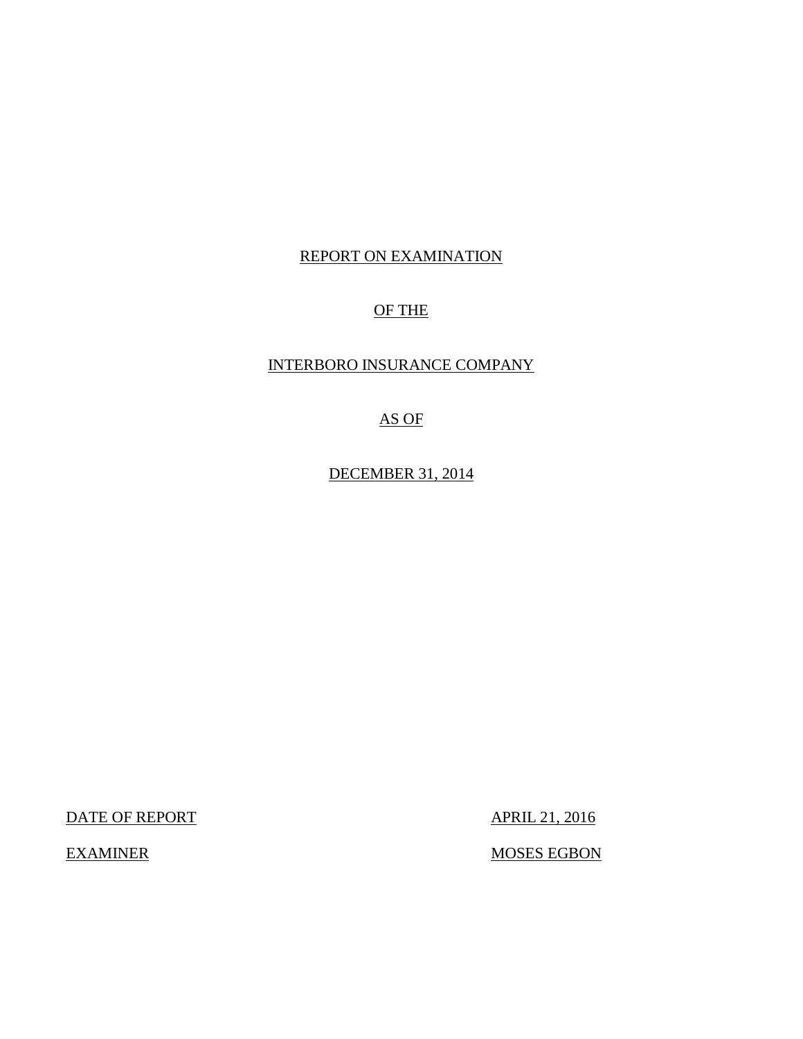REPORT ON EXAMINATION

OF THE

INTERBORO INSURANCE COMPANY

AS OF

DECEMBER 31, 2014

| DATE OF REPORT | APRIL 21, 2016 |
|---|---|
| EXAMINER | MOSES EGBON |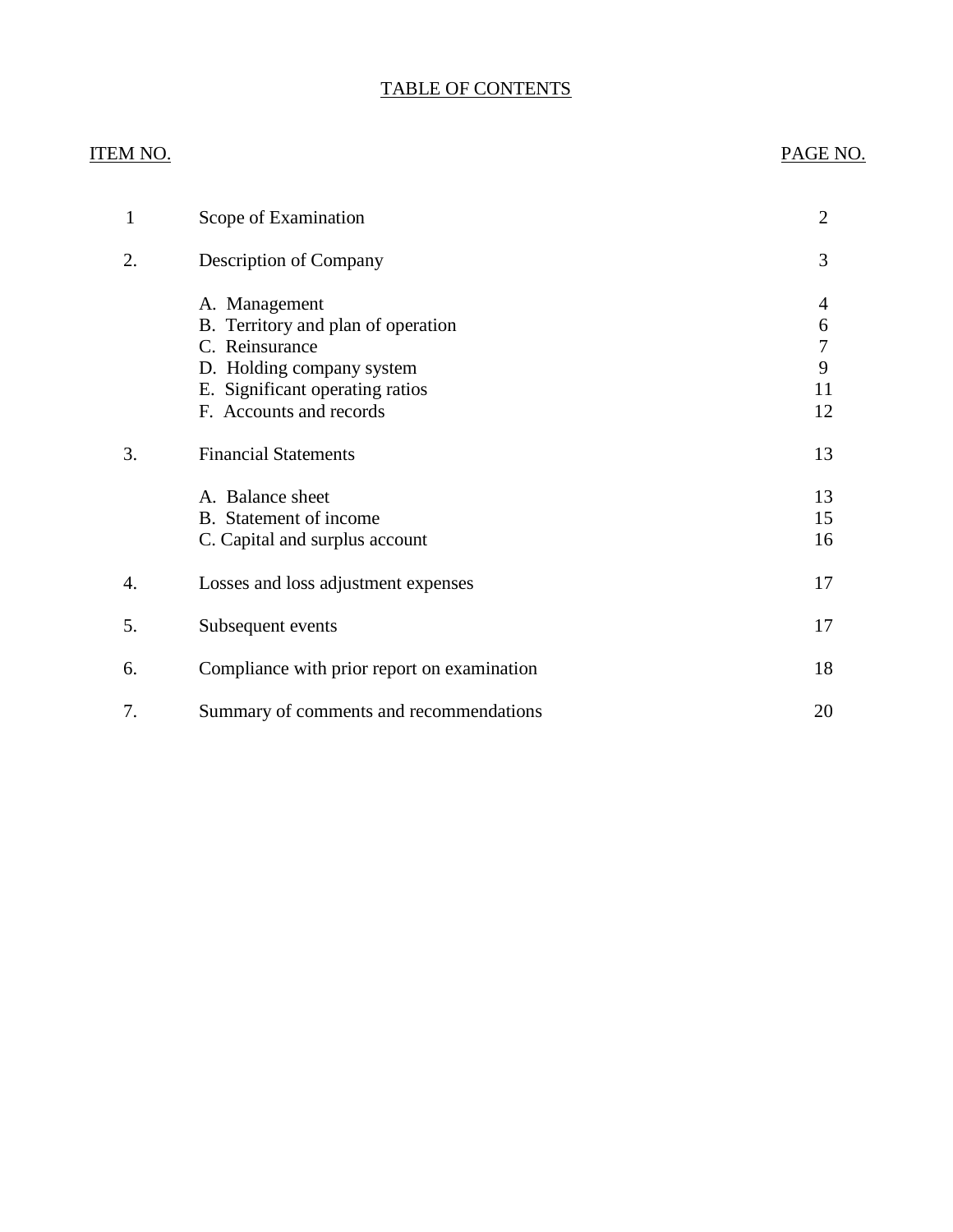# TABLE OF CONTENTS

| ITEM NO. | | PAGE NO. |
|---|---|---|
| 1 | Scope of Examination | 2 |
| 2. | Description of Company | 3 |
| | A. Management | 4 |
| | B. Territory and plan of operation | 6 |
| | C. Reinsurance | 7 |
| | D. Holding company system | 9 |
| | E. Significant operating ratios | 11 |
| | F. Accounts and records | 12 |
| 3. | Financial Statements | 13 |
| | A. Balance sheet | 13 |
| | B. Statement of income | 15 |
| | C. Capital and surplus account | 16 |
| 4. | Losses and loss adjustment expenses | 17 |
| 5. | Subsequent events | 17 |
| 6. | Compliance with prior report on examination | 18 |
| 7. | Summary of comments and recommendations | 20 |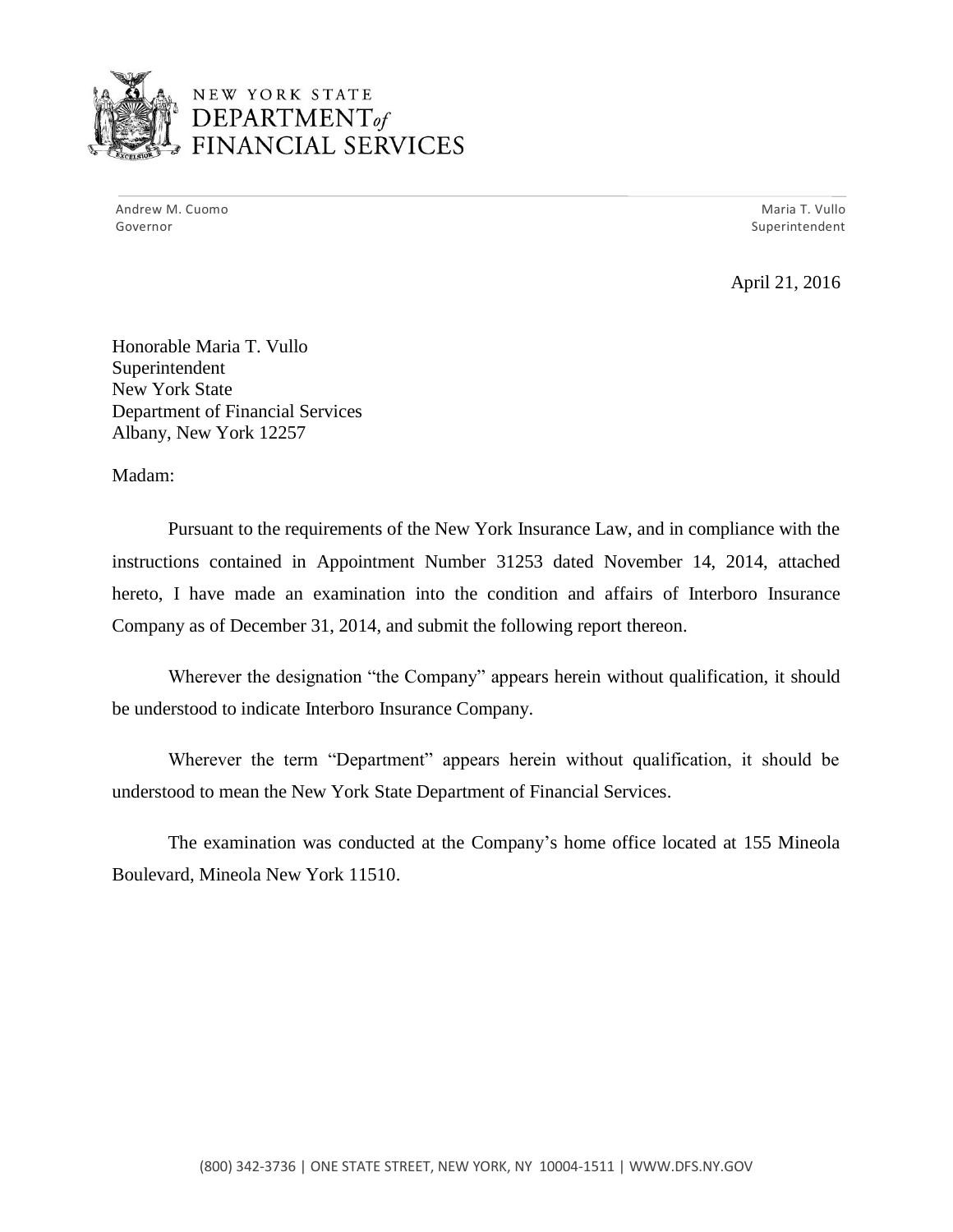NEW YORK STATE
DEPARTMENT of FINANCIAL SERVICES

Andrew M. Cuomo
Governor

Maria T. Vullo
Superintendent

April 21, 2016

Honorable Maria T. Vullo
Superintendent
New York State
Department of Financial Services
Albany, New York 12257

Madam:

Pursuant to the requirements of the New York Insurance Law, and in compliance with the instructions contained in Appointment Number 31253 dated November 14, 2014, attached hereto, I have made an examination into the condition and affairs of Interboro Insurance Company as of December 31, 2014, and submit the following report thereon.

Wherever the designation "the Company" appears herein without qualification, it should be understood to indicate Interboro Insurance Company.

Wherever the term "Department" appears herein without qualification, it should be understood to mean the New York State Department of Financial Services.

The examination was conducted at the Company's home office located at 155 Mineola Boulevard, Mineola New York 11510.

(800) 342-3736 | ONE STATE STREET, NEW YORK, NY 10004-1511 | WWW.DFS.NY.GOV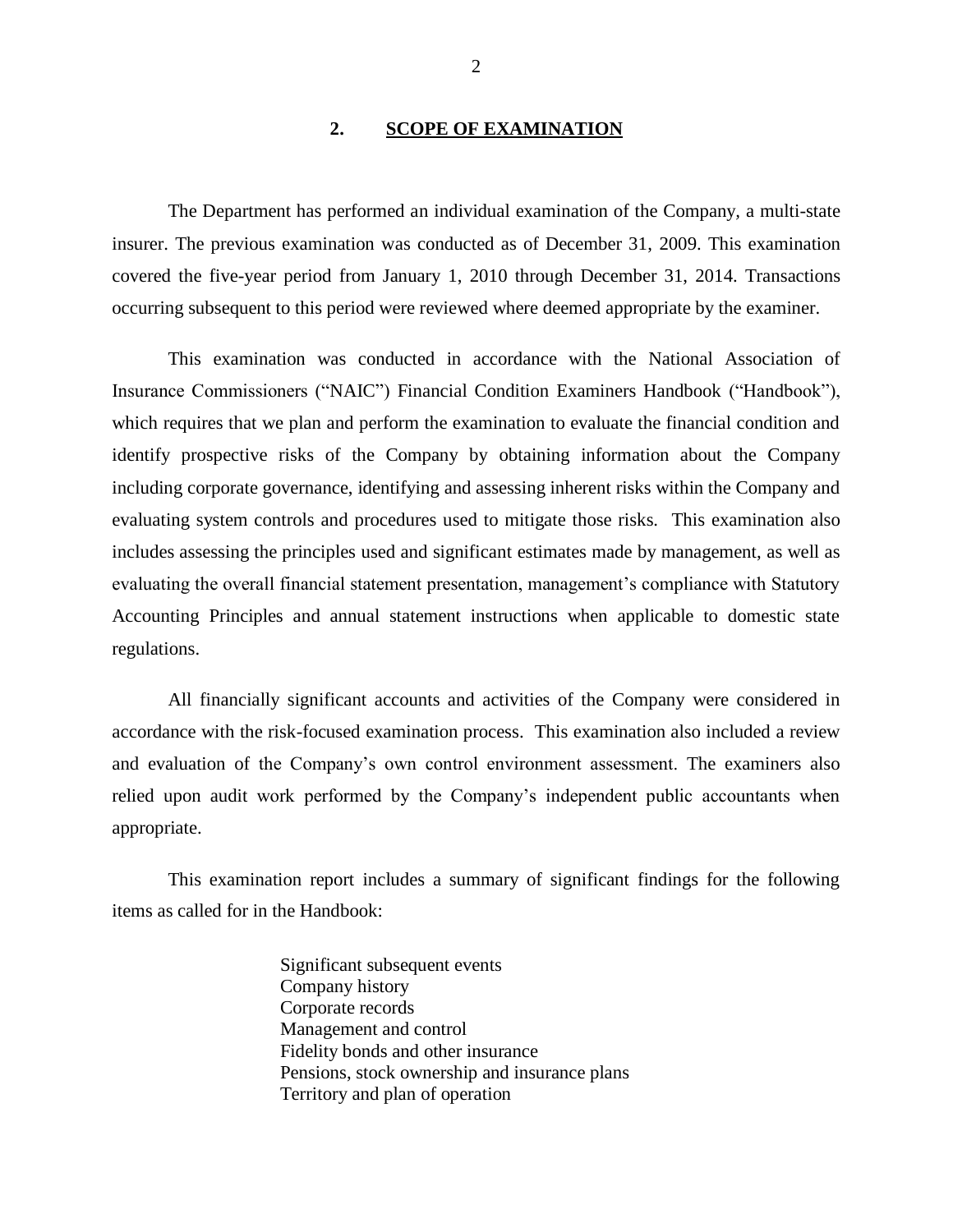## 2. SCOPE OF EXAMINATION

The Department has performed an individual examination of the Company, a multi-state insurer. The previous examination was conducted as of December 31, 2009. This examination covered the five-year period from January 1, 2010 through December 31, 2014. Transactions occurring subsequent to this period were reviewed where deemed appropriate by the examiner.

This examination was conducted in accordance with the National Association of Insurance Commissioners ("NAIC") Financial Condition Examiners Handbook ("Handbook"), which requires that we plan and perform the examination to evaluate the financial condition and identify prospective risks of the Company by obtaining information about the Company including corporate governance, identifying and assessing inherent risks within the Company and evaluating system controls and procedures used to mitigate those risks. This examination also includes assessing the principles used and significant estimates made by management, as well as evaluating the overall financial statement presentation, management's compliance with Statutory Accounting Principles and annual statement instructions when applicable to domestic state regulations.

All financially significant accounts and activities of the Company were considered in accordance with the risk-focused examination process. This examination also included a review and evaluation of the Company's own control environment assessment. The examiners also relied upon audit work performed by the Company's independent public accountants when appropriate.

This examination report includes a summary of significant findings for the following items as called for in the Handbook:

Significant subsequent events
Company history
Corporate records
Management and control
Fidelity bonds and other insurance
Pensions, stock ownership and insurance plans
Territory and plan of operation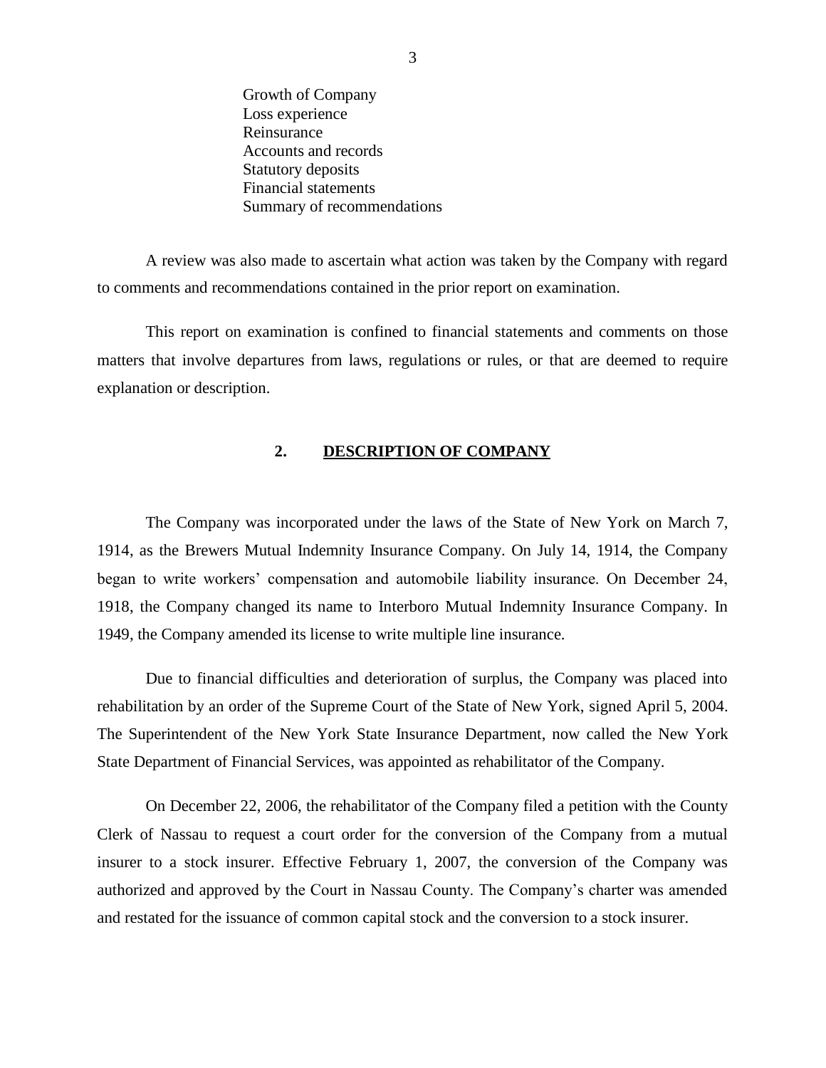Growth of Company
Loss experience
Reinsurance
Accounts and records
Statutory deposits
Financial statements
Summary of recommendations

A review was also made to ascertain what action was taken by the Company with regard to comments and recommendations contained in the prior report on examination.

This report on examination is confined to financial statements and comments on those matters that involve departures from laws, regulations or rules, or that are deemed to require explanation or description.

## 2. DESCRIPTION OF COMPANY

The Company was incorporated under the laws of the State of New York on March 7, 1914, as the Brewers Mutual Indemnity Insurance Company. On July 14, 1914, the Company began to write workers' compensation and automobile liability insurance. On December 24, 1918, the Company changed its name to Interboro Mutual Indemnity Insurance Company. In 1949, the Company amended its license to write multiple line insurance.

Due to financial difficulties and deterioration of surplus, the Company was placed into rehabilitation by an order of the Supreme Court of the State of New York, signed April 5, 2004. The Superintendent of the New York State Insurance Department, now called the New York State Department of Financial Services, was appointed as rehabilitator of the Company.

On December 22, 2006, the rehabilitator of the Company filed a petition with the County Clerk of Nassau to request a court order for the conversion of the Company from a mutual insurer to a stock insurer. Effective February 1, 2007, the conversion of the Company was authorized and approved by the Court in Nassau County. The Company's charter was amended and restated for the issuance of common capital stock and the conversion to a stock insurer.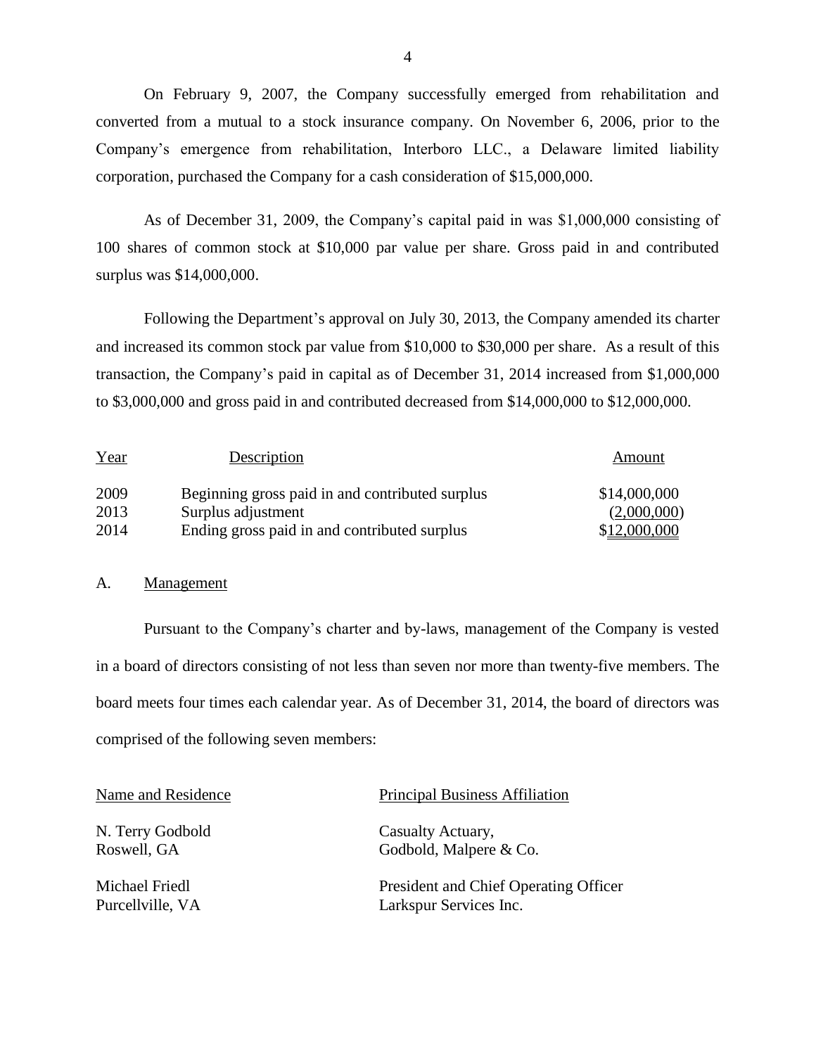On February 9, 2007, the Company successfully emerged from rehabilitation and converted from a mutual to a stock insurance company. On November 6, 2006, prior to the Company's emergence from rehabilitation, Interboro LLC., a Delaware limited liability corporation, purchased the Company for a cash consideration of $15,000,000.

As of December 31, 2009, the Company's capital paid in was $1,000,000 consisting of 100 shares of common stock at $10,000 par value per share. Gross paid in and contributed surplus was $14,000,000.

Following the Department's approval on July 30, 2013, the Company amended its charter and increased its common stock par value from $10,000 to $30,000 per share. As a result of this transaction, the Company's paid in capital as of December 31, 2014 increased from $1,000,000 to $3,000,000 and gross paid in and contributed decreased from $14,000,000 to $12,000,000.

| Year | Description | Amount |
|---|---|---|
| 2009 | Beginning gross paid in and contributed surplus | $14,000,000 |
| 2013 | Surplus adjustment | (2,000,000) |
| 2014 | Ending gross paid in and contributed surplus | $12,000,000 |

## A. Management

Pursuant to the Company's charter and by-laws, management of the Company is vested in a board of directors consisting of not less than seven nor more than twenty-five members. The board meets four times each calendar year. As of December 31, 2014, the board of directors was comprised of the following seven members:

| Name and Residence | Principal Business Affiliation |
|---|---|
| N. Terry Godbold<br>Roswell, GA | Casualty Actuary,<br>Godbold, Malpere & Co. |
| Michael Friedl<br>Purcellville, VA | President and Chief Operating Officer<br>Larkspur Services Inc. |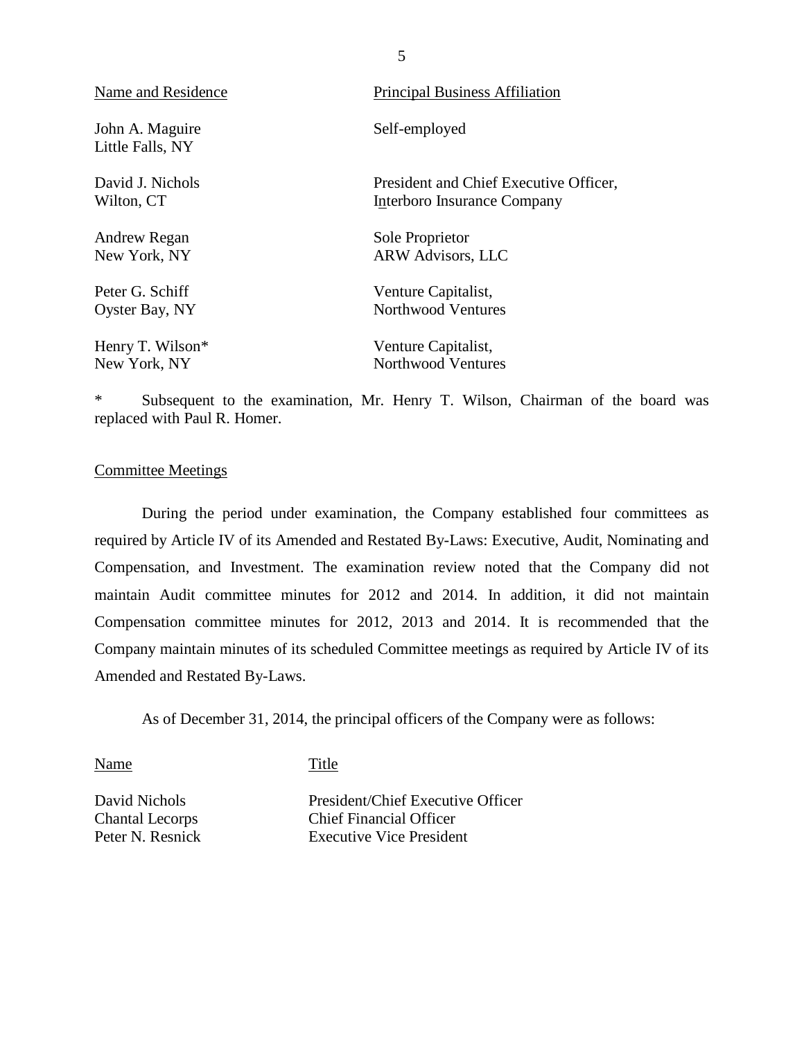| Name and Residence | Principal Business Affiliation |
| --- | --- |
| John A. Maguire<br>Little Falls, NY | Self-employed |
| David J. Nichols<br>Wilton, CT | President and Chief Executive Officer,<br>Interboro Insurance Company |
| Andrew Regan<br>New York, NY | Sole Proprietor<br>ARW Advisors, LLC |
| Peter G. Schiff<br>Oyster Bay, NY | Venture Capitalist,<br>Northwood Ventures |
| Henry T. Wilson*<br>New York, NY | Venture Capitalist,<br>Northwood Ventures |

\* Subsequent to the examination, Mr. Henry T. Wilson, Chairman of the board was replaced with Paul R. Homer.

## Committee Meetings

During the period under examination, the Company established four committees as required by Article IV of its Amended and Restated By-Laws: Executive, Audit, Nominating and Compensation, and Investment. The examination review noted that the Company did not maintain Audit committee minutes for 2012 and 2014. In addition, it did not maintain Compensation committee minutes for 2012, 2013 and 2014. It is recommended that the Company maintain minutes of its scheduled Committee meetings as required by Article IV of its Amended and Restated By-Laws.

As of December 31, 2014, the principal officers of the Company were as follows:

| Name | Title |
| --- | --- |
| David Nichols | President/Chief Executive Officer |
| Chantal Lecorps | Chief Financial Officer |
| Peter N. Resnick | Executive Vice President |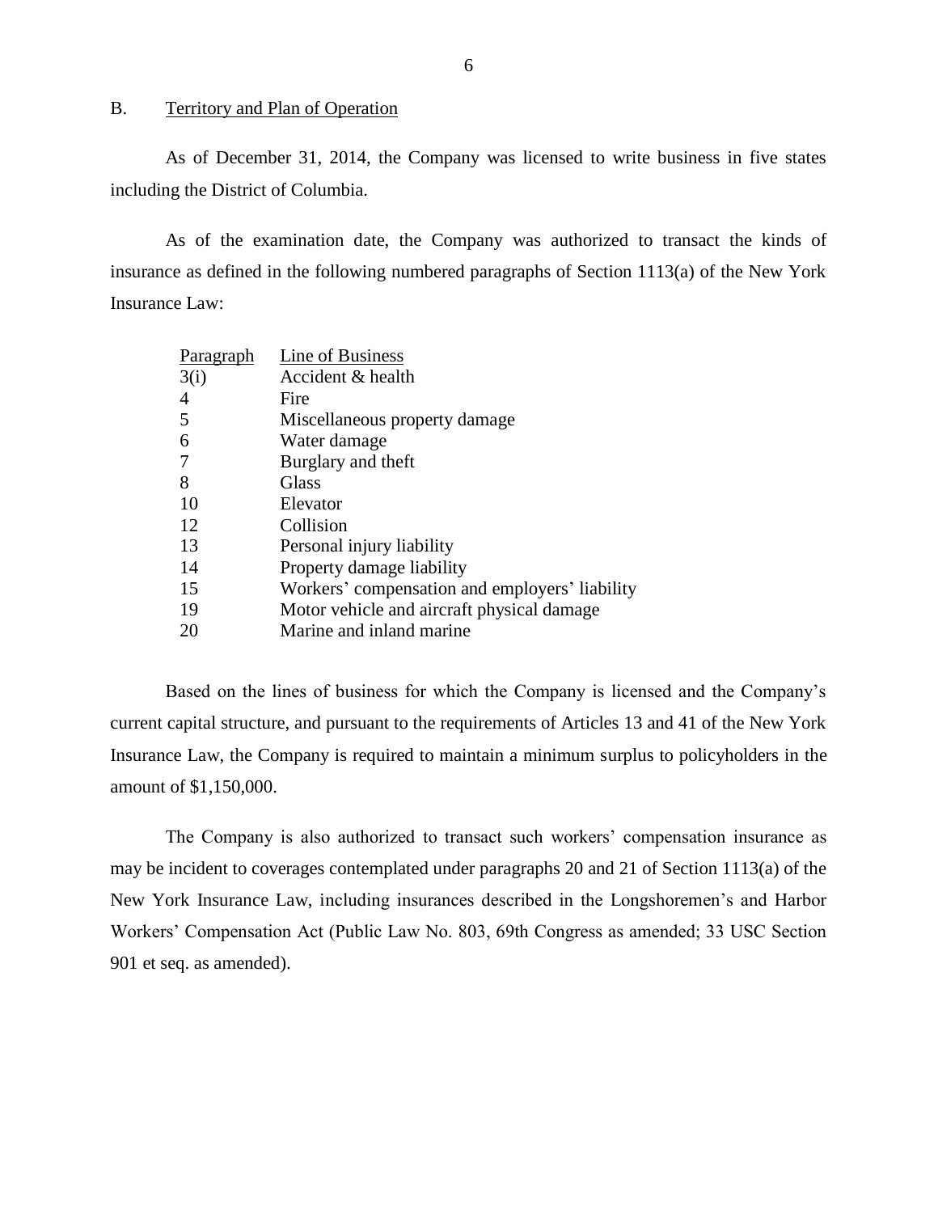## B. Territory and Plan of Operation

As of December 31, 2014, the Company was licensed to write business in five states including the District of Columbia.

As of the examination date, the Company was authorized to transact the kinds of insurance as defined in the following numbered paragraphs of Section 1113(a) of the New York Insurance Law:

| Paragraph | Line of Business |
|---|---|
| 3(i) | Accident & health |
| 4 | Fire |
| 5 | Miscellaneous property damage |
| 6 | Water damage |
| 7 | Burglary and theft |
| 8 | Glass |
| 10 | Elevator |
| 12 | Collision |
| 13 | Personal injury liability |
| 14 | Property damage liability |
| 15 | Workers' compensation and employers' liability |
| 19 | Motor vehicle and aircraft physical damage |
| 20 | Marine and inland marine |

Based on the lines of business for which the Company is licensed and the Company's current capital structure, and pursuant to the requirements of Articles 13 and 41 of the New York Insurance Law, the Company is required to maintain a minimum surplus to policyholders in the amount of $1,150,000.

The Company is also authorized to transact such workers' compensation insurance as may be incident to coverages contemplated under paragraphs 20 and 21 of Section 1113(a) of the New York Insurance Law, including insurances described in the Longshoremen's and Harbor Workers' Compensation Act (Public Law No. 803, 69th Congress as amended; 33 USC Section 901 et seq. as amended).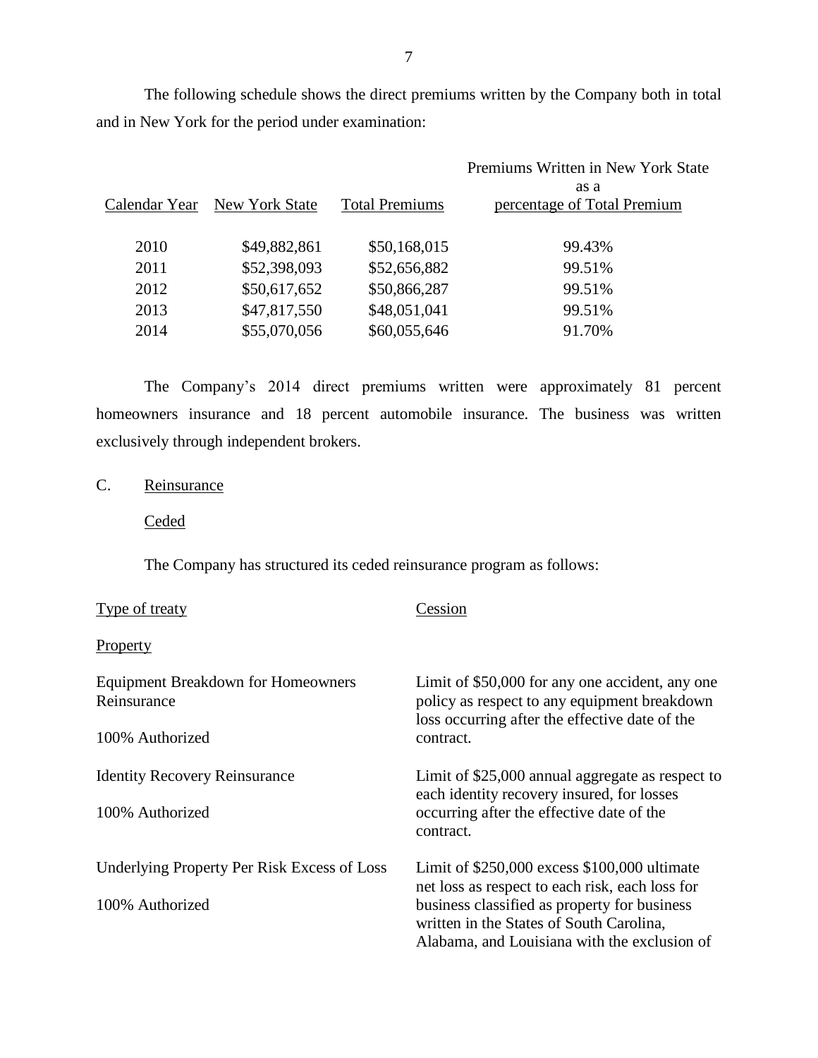The following schedule shows the direct premiums written by the Company both in total and in New York for the period under examination:

| Calendar Year | New York State | Total Premiums | Premiums Written in New York State as a percentage of Total Premium |
|---|---|---|---|
| 2010 | $49,882,861 | $50,168,015 | 99.43% |
| 2011 | $52,398,093 | $52,656,882 | 99.51% |
| 2012 | $50,617,652 | $50,866,287 | 99.51% |
| 2013 | $47,817,550 | $48,051,041 | 99.51% |
| 2014 | $55,070,056 | $60,055,646 | 91.70% |

The Company's 2014 direct premiums written were approximately 81 percent homeowners insurance and 18 percent automobile insurance. The business was written exclusively through independent brokers.

C. Reinsurance

Ceded

The Company has structured its ceded reinsurance program as follows:

| Type of treaty | Cession |
|---|---|
| **Property** | |
| Equipment Breakdown for Homeowners Reinsurance<br><br>100% Authorized | Limit of \$50,000 for any one accident, any one policy as respect to any equipment breakdown loss occurring after the effective date of the contract. |
| Identity Recovery Reinsurance<br><br>100% Authorized | Limit of \$25,000 annual aggregate as respect to each identity recovery insured, for losses occurring after the effective date of the contract. |
| Underlying Property Per Risk Excess of Loss<br><br>100% Authorized | Limit of \$250,000 excess \$100,000 ultimate net loss as respect to each risk, each loss for business classified as property for business written in the States of South Carolina, Alabama, and Louisiana with the exclusion of |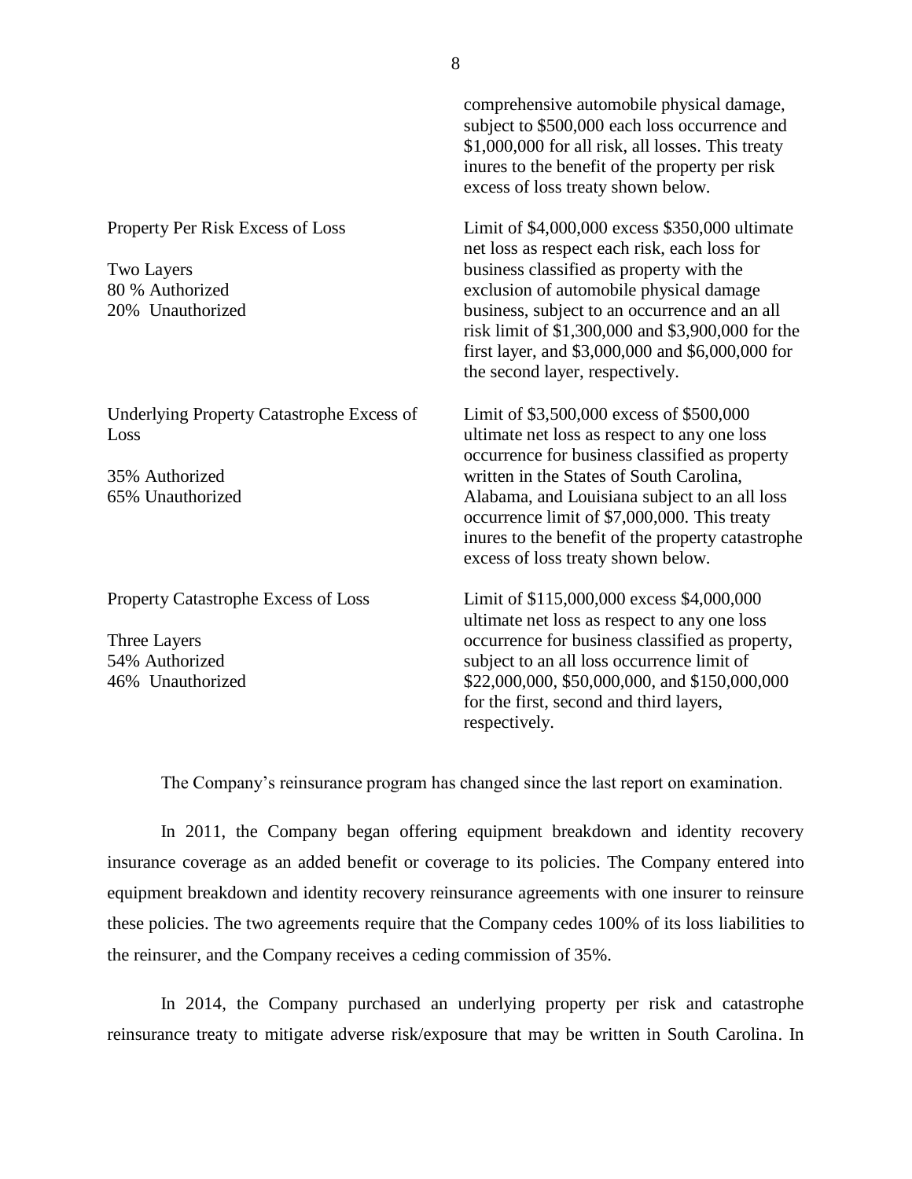| | |
|---|---|
| | comprehensive automobile physical damage, subject to \$500,000 each loss occurrence and \$1,000,000 for all risk, all losses. This treaty inures to the benefit of the property per risk excess of loss treaty shown below. |
| Property Per Risk Excess of Loss<br><br>Two Layers<br>80 % Authorized<br>20% Unauthorized | Limit of \$4,000,000 excess \$350,000 ultimate net loss as respect each risk, each loss for business classified as property with the exclusion of automobile physical damage business, subject to an occurrence and an all risk limit of \$1,300,000 and \$3,900,000 for the first layer, and \$3,000,000 and \$6,000,000 for the second layer, respectively. |
| Underlying Property Catastrophe Excess of Loss<br><br>35% Authorized<br>65% Unauthorized | Limit of \$3,500,000 excess of \$500,000 ultimate net loss as respect to any one loss occurrence for business classified as property written in the States of South Carolina, Alabama, and Louisiana subject to an all loss occurrence limit of \$7,000,000. This treaty inures to the benefit of the property catastrophe excess of loss treaty shown below. |
| Property Catastrophe Excess of Loss<br><br>Three Layers<br>54% Authorized<br>46% Unauthorized | Limit of \$115,000,000 excess \$4,000,000 ultimate net loss as respect to any one loss occurrence for business classified as property, subject to an all loss occurrence limit of \$22,000,000, \$50,000,000, and \$150,000,000 for the first, second and third layers, respectively. |

The Company's reinsurance program has changed since the last report on examination.

In 2011, the Company began offering equipment breakdown and identity recovery insurance coverage as an added benefit or coverage to its policies. The Company entered into equipment breakdown and identity recovery reinsurance agreements with one insurer to reinsure these policies. The two agreements require that the Company cedes 100% of its loss liabilities to the reinsurer, and the Company receives a ceding commission of 35%.

In 2014, the Company purchased an underlying property per risk and catastrophe reinsurance treaty to mitigate adverse risk/exposure that may be written in South Carolina. In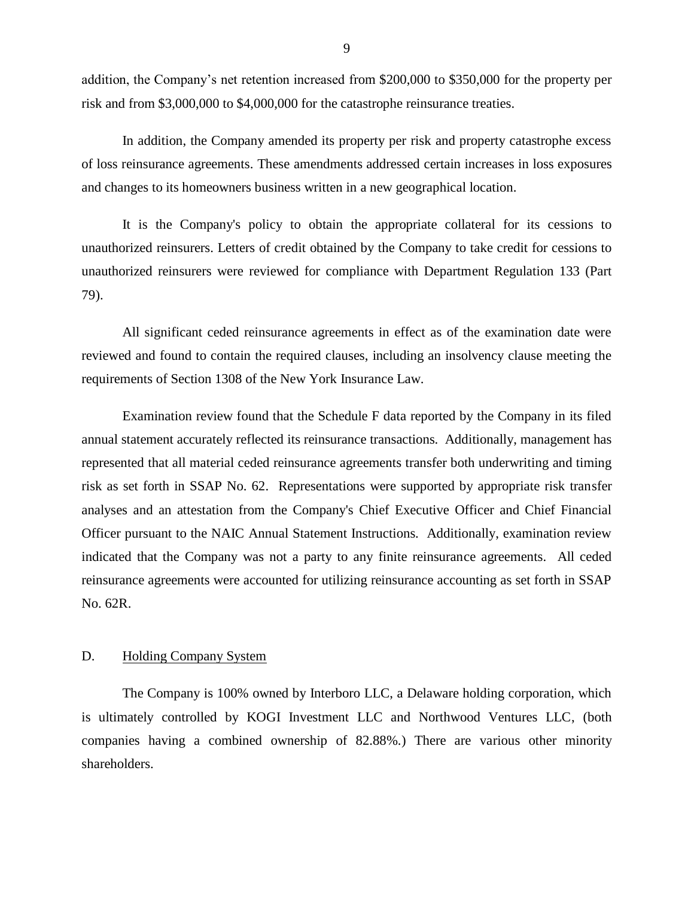addition, the Company's net retention increased from $200,000 to $350,000 for the property per risk and from $3,000,000 to $4,000,000 for the catastrophe reinsurance treaties.

In addition, the Company amended its property per risk and property catastrophe excess of loss reinsurance agreements. These amendments addressed certain increases in loss exposures and changes to its homeowners business written in a new geographical location.

It is the Company's policy to obtain the appropriate collateral for its cessions to unauthorized reinsurers. Letters of credit obtained by the Company to take credit for cessions to unauthorized reinsurers were reviewed for compliance with Department Regulation 133 (Part 79).

All significant ceded reinsurance agreements in effect as of the examination date were reviewed and found to contain the required clauses, including an insolvency clause meeting the requirements of Section 1308 of the New York Insurance Law.

Examination review found that the Schedule F data reported by the Company in its filed annual statement accurately reflected its reinsurance transactions. Additionally, management has represented that all material ceded reinsurance agreements transfer both underwriting and timing risk as set forth in SSAP No. 62. Representations were supported by appropriate risk transfer analyses and an attestation from the Company's Chief Executive Officer and Chief Financial Officer pursuant to the NAIC Annual Statement Instructions. Additionally, examination review indicated that the Company was not a party to any finite reinsurance agreements. All ceded reinsurance agreements were accounted for utilizing reinsurance accounting as set forth in SSAP No. 62R.

## D. Holding Company System

The Company is 100% owned by Interboro LLC, a Delaware holding corporation, which is ultimately controlled by KOGI Investment LLC and Northwood Ventures LLC, (both companies having a combined ownership of 82.88%.) There are various other minority shareholders.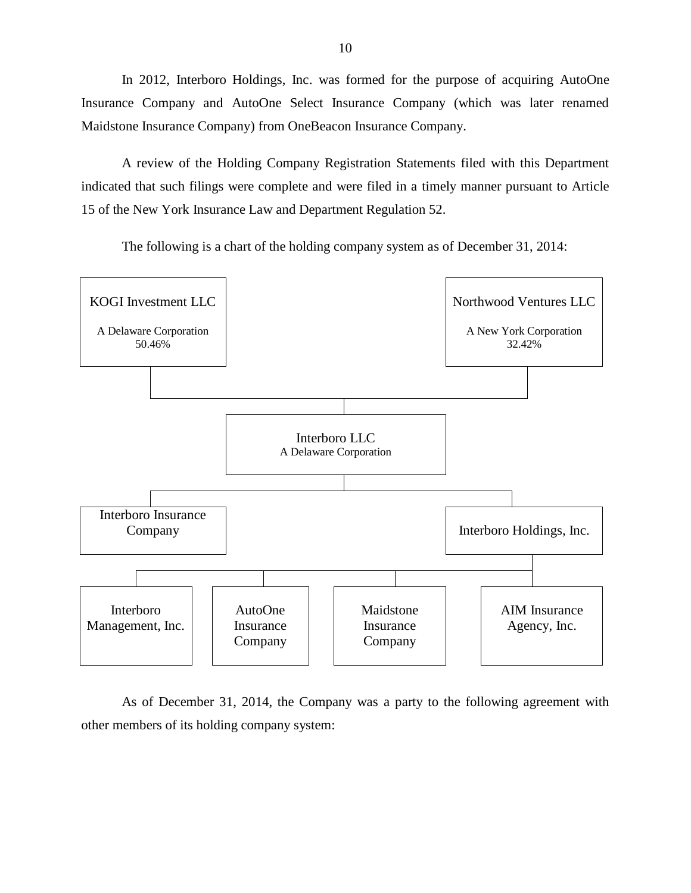In 2012, Interboro Holdings, Inc. was formed for the purpose of acquiring AutoOne Insurance Company and AutoOne Select Insurance Company (which was later renamed Maidstone Insurance Company) from OneBeacon Insurance Company.

A review of the Holding Company Registration Statements filed with this Department indicated that such filings were complete and were filed in a timely manner pursuant to Article 15 of the New York Insurance Law and Department Regulation 52.

The following is a chart of the holding company system as of December 31, 2014:

- **KOGI Investment LLC** — A Delaware Corporation — 50.46%
- **Northwood Ventures LLC** — A New York Corporation — 32.42%
  - **Interboro LLC** — A Delaware Corporation
    - Interboro Insurance Company
    - Interboro Holdings, Inc.
      - Interboro Management, Inc.
      - AutoOne Insurance Company
      - Maidstone Insurance Company
      - AIM Insurance Agency, Inc.

As of December 31, 2014, the Company was a party to the following agreement with other members of its holding company system: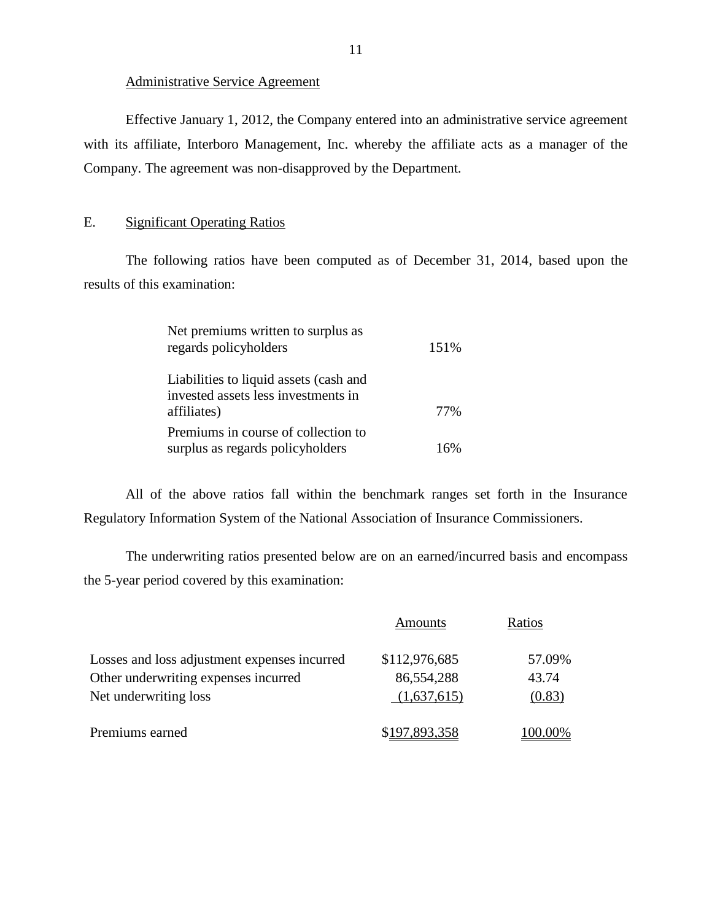Administrative Service Agreement

Effective January 1, 2012, the Company entered into an administrative service agreement with its affiliate, Interboro Management, Inc. whereby the affiliate acts as a manager of the Company. The agreement was non-disapproved by the Department.

## E. Significant Operating Ratios

The following ratios have been computed as of December 31, 2014, based upon the results of this examination:

| | |
|---|---|
| Net premiums written to surplus as regards policyholders | 151% |
| Liabilities to liquid assets (cash and invested assets less investments in affiliates) | 77% |
| Premiums in course of collection to surplus as regards policyholders | 16% |

All of the above ratios fall within the benchmark ranges set forth in the Insurance Regulatory Information System of the National Association of Insurance Commissioners.

The underwriting ratios presented below are on an earned/incurred basis and encompass the 5-year period covered by this examination:

| | Amounts | Ratios |
|---|---|---|
| Losses and loss adjustment expenses incurred | $112,976,685 | 57.09% |
| Other underwriting expenses incurred | 86,554,288 | 43.74 |
| Net underwriting loss | (1,637,615) | (0.83) |
| Premiums earned | $197,893,358 | 100.00% |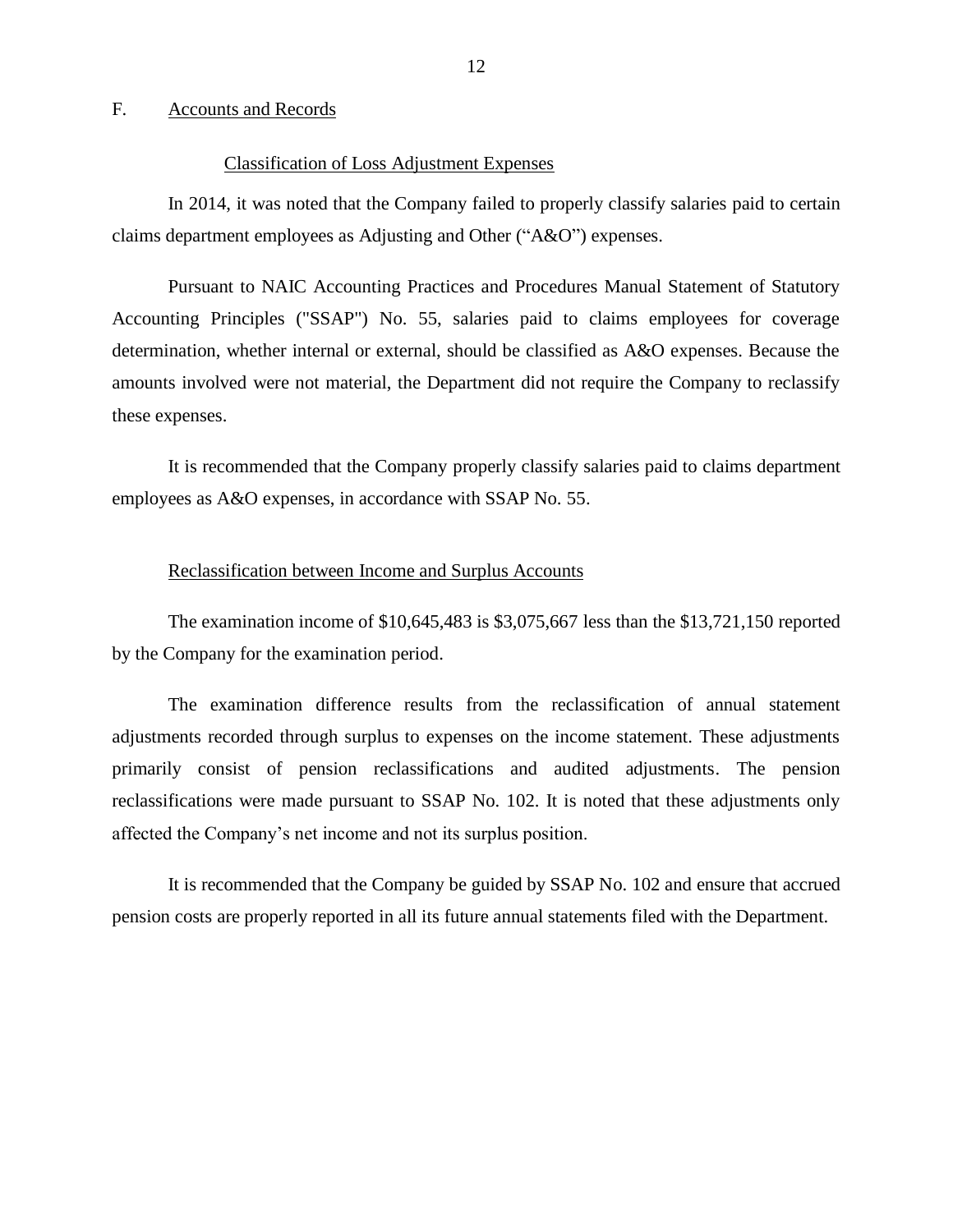## F. Accounts and Records

### Classification of Loss Adjustment Expenses

In 2014, it was noted that the Company failed to properly classify salaries paid to certain claims department employees as Adjusting and Other (“A&O”) expenses.

Pursuant to NAIC Accounting Practices and Procedures Manual Statement of Statutory Accounting Principles ("SSAP") No. 55, salaries paid to claims employees for coverage determination, whether internal or external, should be classified as A&O expenses. Because the amounts involved were not material, the Department did not require the Company to reclassify these expenses.

It is recommended that the Company properly classify salaries paid to claims department employees as A&O expenses, in accordance with SSAP No. 55.

### Reclassification between Income and Surplus Accounts

The examination income of $10,645,483 is $3,075,667 less than the $13,721,150 reported by the Company for the examination period.

The examination difference results from the reclassification of annual statement adjustments recorded through surplus to expenses on the income statement. These adjustments primarily consist of pension reclassifications and audited adjustments. The pension reclassifications were made pursuant to SSAP No. 102. It is noted that these adjustments only affected the Company’s net income and not its surplus position.

It is recommended that the Company be guided by SSAP No. 102 and ensure that accrued pension costs are properly reported in all its future annual statements filed with the Department.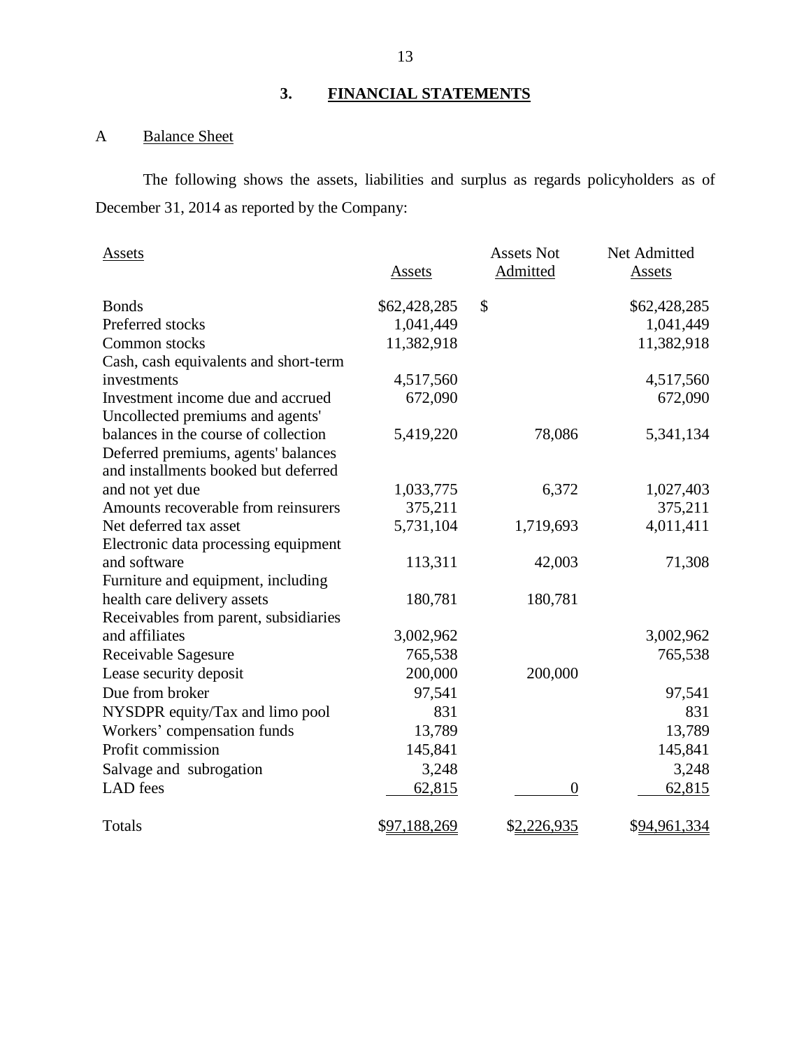## 3. FINANCIAL STATEMENTS

### A Balance Sheet

The following shows the assets, liabilities and surplus as regards policyholders as of December 31, 2014 as reported by the Company:

| Assets | Assets | Assets Not Admitted | Net Admitted Assets |
|---|---|---|---|
| Bonds | $62,428,285 | $ | $62,428,285 |
| Preferred stocks | 1,041,449 | | 1,041,449 |
| Common stocks | 11,382,918 | | 11,382,918 |
| Cash, cash equivalents and short-term investments | 4,517,560 | | 4,517,560 |
| Investment income due and accrued | 672,090 | | 672,090 |
| Uncollected premiums and agents' balances in the course of collection | 5,419,220 | 78,086 | 5,341,134 |
| Deferred premiums, agents' balances and installments booked but deferred and not yet due | 1,033,775 | 6,372 | 1,027,403 |
| Amounts recoverable from reinsurers | 375,211 | | 375,211 |
| Net deferred tax asset | 5,731,104 | 1,719,693 | 4,011,411 |
| Electronic data processing equipment and software | 113,311 | 42,003 | 71,308 |
| Furniture and equipment, including health care delivery assets | 180,781 | 180,781 | |
| Receivables from parent, subsidiaries and affiliates | 3,002,962 | | 3,002,962 |
| Receivable Sagesure | 765,538 | | 765,538 |
| Lease security deposit | 200,000 | 200,000 | |
| Due from broker | 97,541 | | 97,541 |
| NYSDPR equity/Tax and limo pool | 831 | | 831 |
| Workers' compensation funds | 13,789 | | 13,789 |
| Profit commission | 145,841 | | 145,841 |
| Salvage and subrogation | 3,248 | | 3,248 |
| LAD fees | 62,815 | 0 | 62,815 |
| Totals | $97,188,269 | $2,226,935 | $94,961,334 |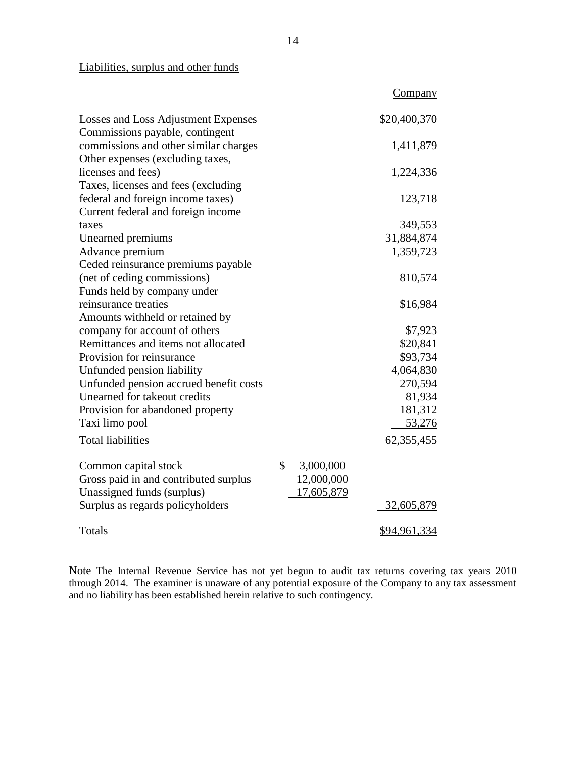Liabilities, surplus and other funds

| | | Company |
|---|---|---|
| Losses and Loss Adjustment Expenses | | $20,400,370 |
| Commissions payable, contingent commissions and other similar charges | | 1,411,879 |
| Other expenses (excluding taxes, licenses and fees) | | 1,224,336 |
| Taxes, licenses and fees (excluding federal and foreign income taxes) | | 123,718 |
| Current federal and foreign income taxes | | 349,553 |
| Unearned premiums | | 31,884,874 |
| Advance premium | | 1,359,723 |
| Ceded reinsurance premiums payable (net of ceding commissions) | | 810,574 |
| Funds held by company under reinsurance treaties | | $16,984 |
| Amounts withheld or retained by company for account of others | | $7,923 |
| Remittances and items not allocated | | $20,841 |
| Provision for reinsurance | | $93,734 |
| Unfunded pension liability | | 4,064,830 |
| Unfunded pension accrued benefit costs | | 270,594 |
| Unearned for takeout credits | | 81,934 |
| Provision for abandoned property | | 181,312 |
| Taxi limo pool | | 53,276 |
| Total liabilities | | 62,355,455 |
| Common capital stock | $ 3,000,000 | |
| Gross paid in and contributed surplus | 12,000,000 | |
| Unassigned funds (surplus) | 17,605,879 | |
| Surplus as regards policyholders | | 32,605,879 |
| Totals | | $94,961,334 |

Note The Internal Revenue Service has not yet begun to audit tax returns covering tax years 2010 through 2014. The examiner is unaware of any potential exposure of the Company to any tax assessment and no liability has been established herein relative to such contingency.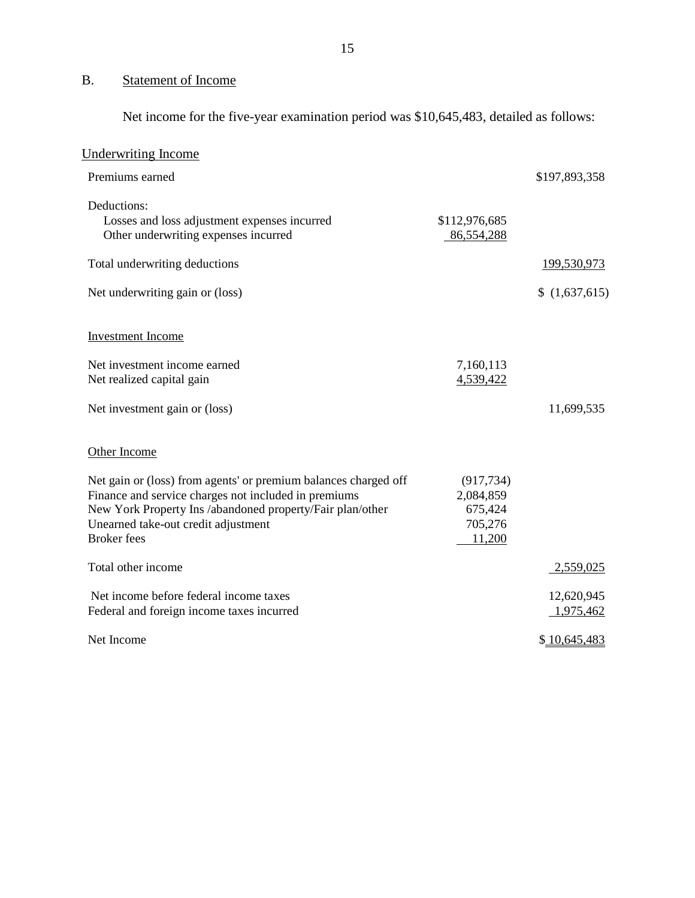## B. Statement of Income

Net income for the five-year examination period was $10,645,483, detailed as follows:

### Underwriting Income

| | | |
|---|---|---|
| Premiums earned | | $197,893,358 |
| Deductions: | | |
| Losses and loss adjustment expenses incurred | $112,976,685 | |
| Other underwriting expenses incurred | 86,554,288 | |
| Total underwriting deductions | | 199,530,973 |
| Net underwriting gain or (loss) | | $ (1,637,615) |
| **Investment Income** | | |
| Net investment income earned | 7,160,113 | |
| Net realized capital gain | 4,539,422 | |
| Net investment gain or (loss) | | 11,699,535 |
| **Other Income** | | |
| Net gain or (loss) from agents' or premium balances charged off | (917,734) | |
| Finance and service charges not included in premiums | 2,084,859 | |
| New York Property Ins /abandoned property/Fair plan/other | 675,424 | |
| Unearned take-out credit adjustment | 705,276 | |
| Broker fees | 11,200 | |
| Total other income | | 2,559,025 |
| Net income before federal income taxes | | 12,620,945 |
| Federal and foreign income taxes incurred | | 1,975,462 |
| Net Income | | $ 10,645,483 |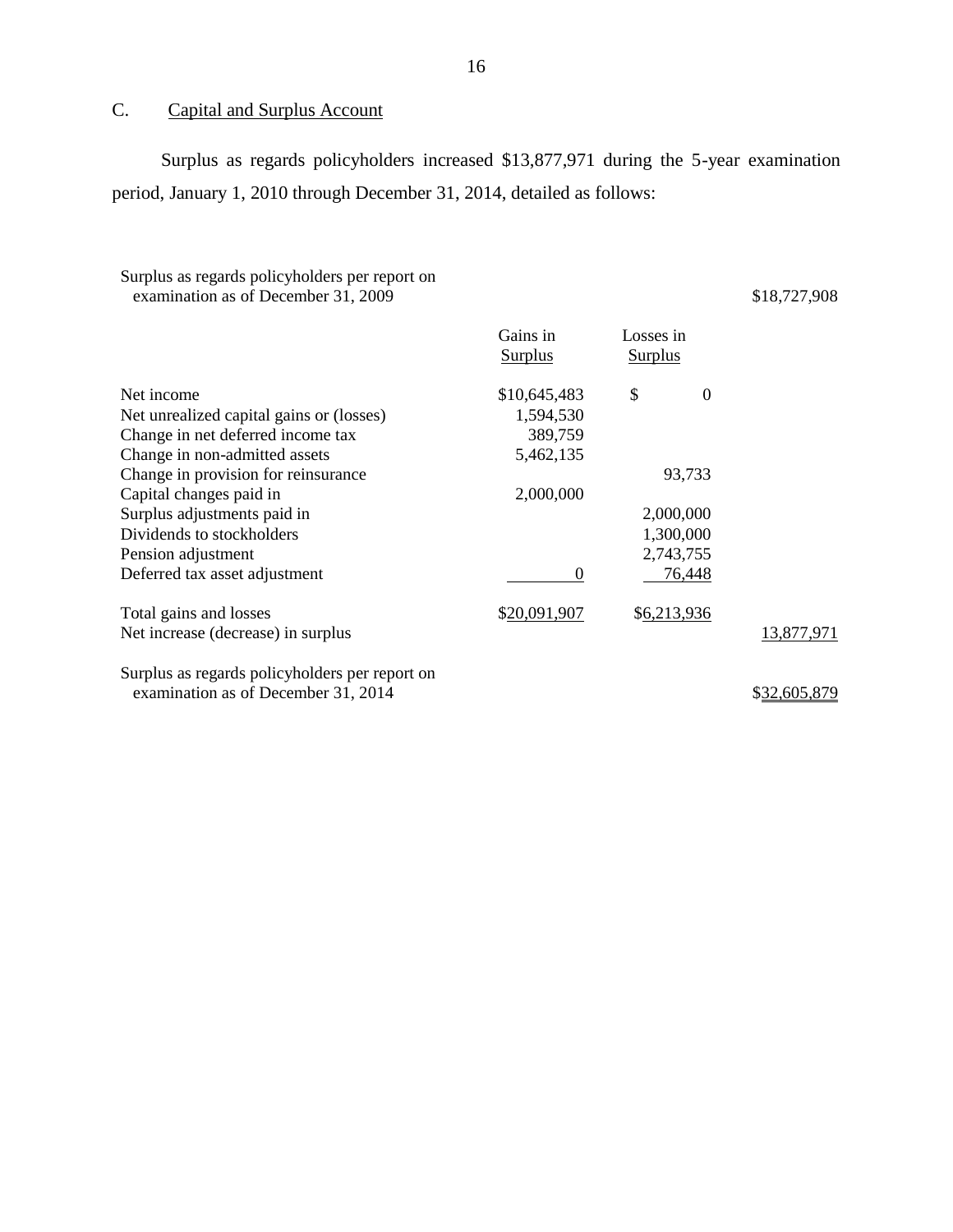## C. Capital and Surplus Account

Surplus as regards policyholders increased $13,877,971 during the 5-year examination period, January 1, 2010 through December 31, 2014, detailed as follows:

| | Gains in Surplus | Losses in Surplus | |
|---|---|---|---|
| Surplus as regards policyholders per report on examination as of December 31, 2009 | | | $18,727,908 |
| Net income | $10,645,483 | $ 0 | |
| Net unrealized capital gains or (losses) | 1,594,530 | | |
| Change in net deferred income tax | 389,759 | | |
| Change in non-admitted assets | 5,462,135 | | |
| Change in provision for reinsurance | | 93,733 | |
| Capital changes paid in | 2,000,000 | | |
| Surplus adjustments paid in | | 2,000,000 | |
| Dividends to stockholders | | 1,300,000 | |
| Pension adjustment | | 2,743,755 | |
| Deferred tax asset adjustment | 0 | 76,448 | |
| Total gains and losses | $20,091,907 | $6,213,936 | |
| Net increase (decrease) in surplus | | | 13,877,971 |
| Surplus as regards policyholders per report on examination as of December 31, 2014 | | | $32,605,879 |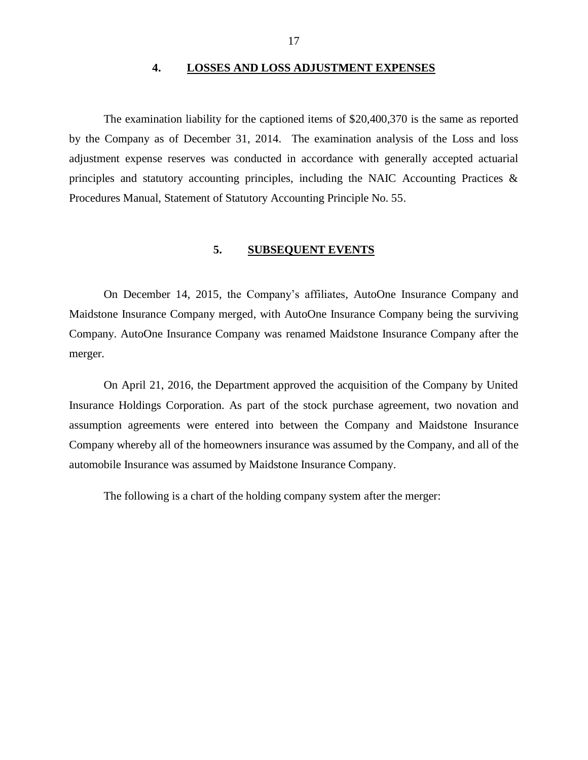## 4. LOSSES AND LOSS ADJUSTMENT EXPENSES

The examination liability for the captioned items of $20,400,370 is the same as reported by the Company as of December 31, 2014. The examination analysis of the Loss and loss adjustment expense reserves was conducted in accordance with generally accepted actuarial principles and statutory accounting principles, including the NAIC Accounting Practices & Procedures Manual, Statement of Statutory Accounting Principle No. 55.

## 5. SUBSEQUENT EVENTS

On December 14, 2015, the Company's affiliates, AutoOne Insurance Company and Maidstone Insurance Company merged, with AutoOne Insurance Company being the surviving Company. AutoOne Insurance Company was renamed Maidstone Insurance Company after the merger.

On April 21, 2016, the Department approved the acquisition of the Company by United Insurance Holdings Corporation. As part of the stock purchase agreement, two novation and assumption agreements were entered into between the Company and Maidstone Insurance Company whereby all of the homeowners insurance was assumed by the Company, and all of the automobile Insurance was assumed by Maidstone Insurance Company.

The following is a chart of the holding company system after the merger: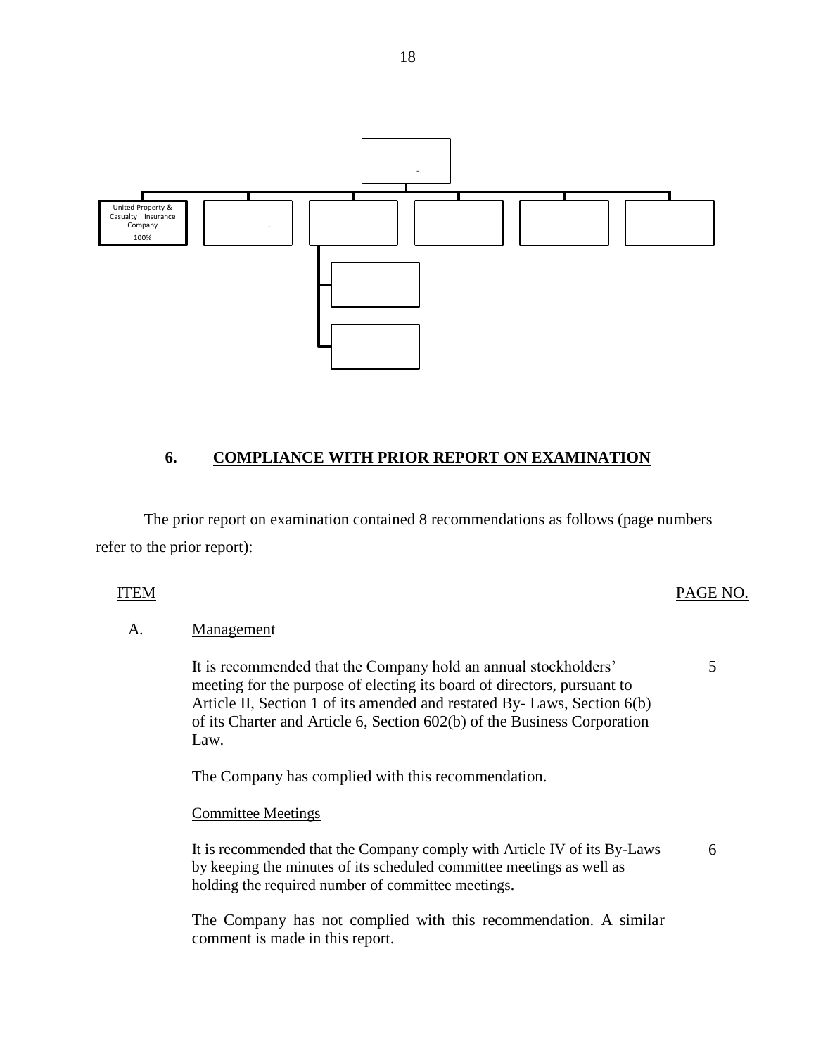United Property & Casualty Insurance Company 100%

## 6. COMPLIANCE WITH PRIOR REPORT ON EXAMINATION

The prior report on examination contained 8 recommendations as follows (page numbers refer to the prior report):

| ITEM | | PAGE NO. |
|---|---|---|
| A. | Management | |
| | It is recommended that the Company hold an annual stockholders' meeting for the purpose of electing its board of directors, pursuant to Article II, Section 1 of its amended and restated By- Laws, Section 6(b) of its Charter and Article 6, Section 602(b) of the Business Corporation Law. | 5 |
| | The Company has complied with this recommendation. | |
| | Committee Meetings | |
| | It is recommended that the Company comply with Article IV of its By-Laws by keeping the minutes of its scheduled committee meetings as well as holding the required number of committee meetings. | 6 |
| | The Company has not complied with this recommendation. A similar comment is made in this report. | |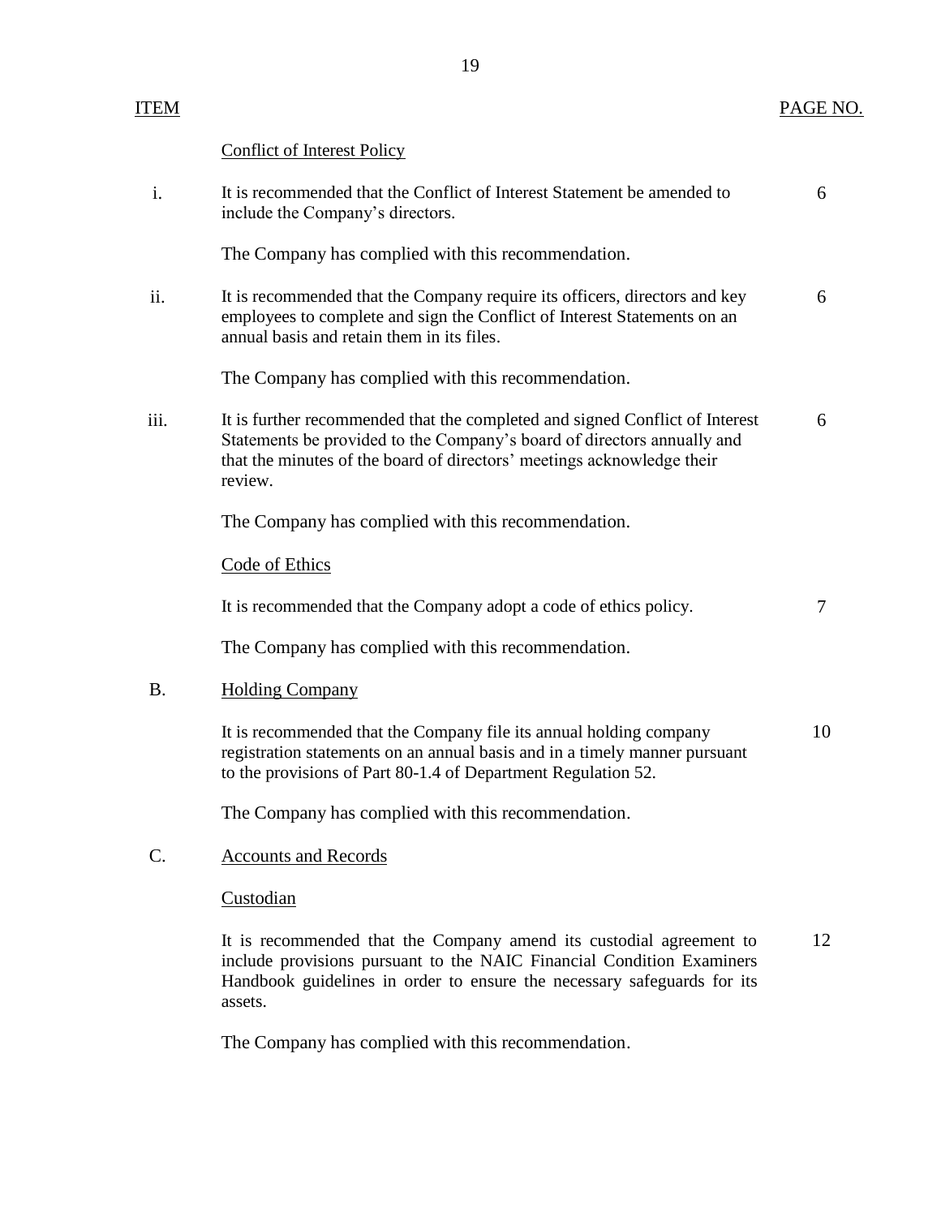| ITEM | | PAGE NO. |
|---|---|---|
| | Conflict of Interest Policy | |
| i. | It is recommended that the Conflict of Interest Statement be amended to include the Company's directors. | 6 |
| | The Company has complied with this recommendation. | |
| ii. | It is recommended that the Company require its officers, directors and key employees to complete and sign the Conflict of Interest Statements on an annual basis and retain them in its files. | 6 |
| | The Company has complied with this recommendation. | |
| iii. | It is further recommended that the completed and signed Conflict of Interest Statements be provided to the Company's board of directors annually and that the minutes of the board of directors' meetings acknowledge their review. | 6 |
| | The Company has complied with this recommendation. | |
| | Code of Ethics | |
| | It is recommended that the Company adopt a code of ethics policy. | 7 |
| | The Company has complied with this recommendation. | |
| B. | Holding Company | |
| | It is recommended that the Company file its annual holding company registration statements on an annual basis and in a timely manner pursuant to the provisions of Part 80-1.4 of Department Regulation 52. | 10 |
| | The Company has complied with this recommendation. | |
| C. | Accounts and Records | |
| | Custodian | |
| | It is recommended that the Company amend its custodial agreement to include provisions pursuant to the NAIC Financial Condition Examiners Handbook guidelines in order to ensure the necessary safeguards for its assets. | 12 |
| | The Company has complied with this recommendation. | |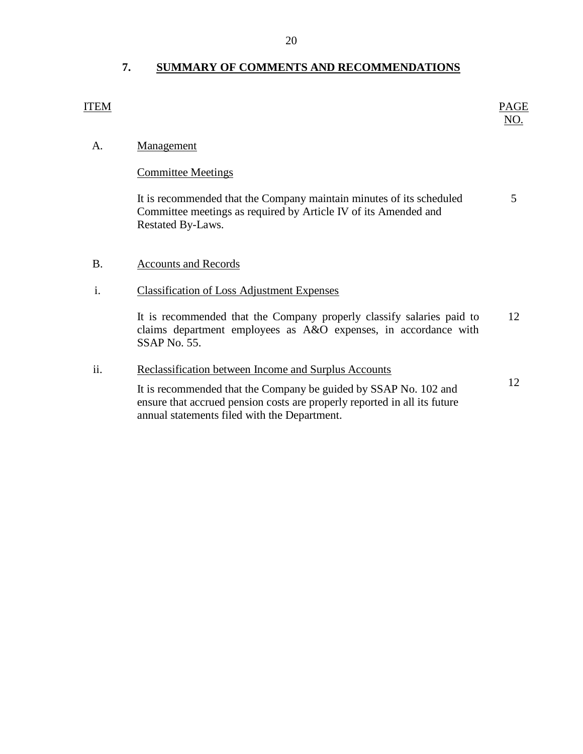## 7. SUMMARY OF COMMENTS AND RECOMMENDATIONS

| ITEM | | PAGE NO. |
|---|---|---|
| A. | Management | |
| | Committee Meetings | |
| | It is recommended that the Company maintain minutes of its scheduled Committee meetings as required by Article IV of its Amended and Restated By-Laws. | 5 |
| B. | Accounts and Records | |
| i. | Classification of Loss Adjustment Expenses | |
| | It is recommended that the Company properly classify salaries paid to claims department employees as A&O expenses, in accordance with SSAP No. 55. | 12 |
| ii. | Reclassification between Income and Surplus Accounts | |
| | It is recommended that the Company be guided by SSAP No. 102 and ensure that accrued pension costs are properly reported in all its future annual statements filed with the Department. | 12 |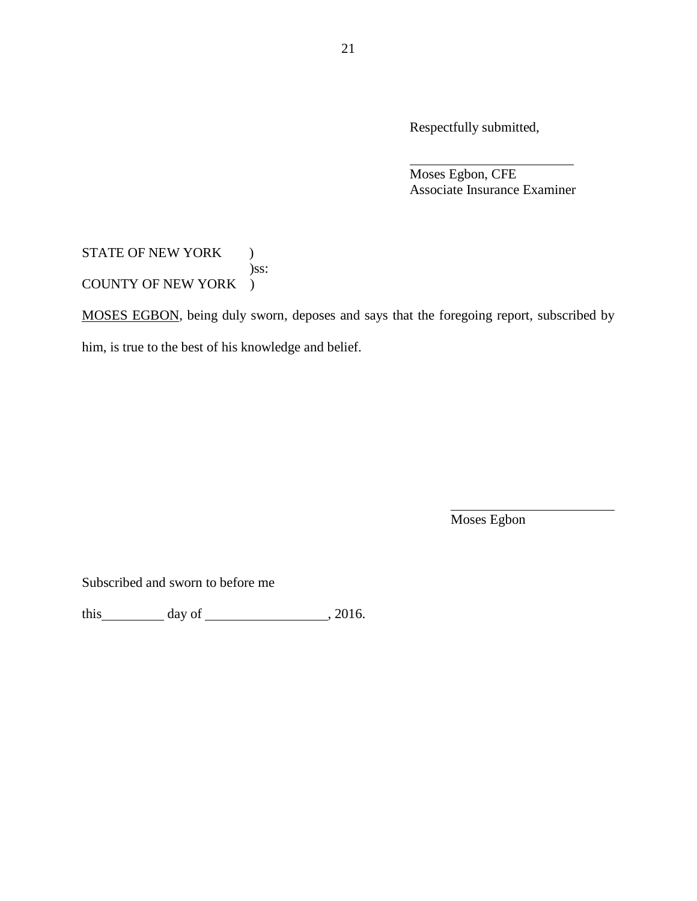Respectfully submitted,

\_\_\_\_\_\_\_\_\_\_\_\_\_\_\_\_\_\_\_\_\_\_\_\_

Moses Egbon, CFE
Associate Insurance Examiner

STATE OF NEW YORK )
)ss:
COUNTY OF NEW YORK )

<u>MOSES EGBON</u>, being duly sworn, deposes and says that the foregoing report, subscribed by him, is true to the best of his knowledge and belief.

\_\_\_\_\_\_\_\_\_\_\_\_\_\_\_\_\_\_\_\_\_\_\_\_

Moses Egbon

Subscribed and sworn to before me

this\_\_\_\_\_\_\_\_\_ day of \_\_\_\_\_\_\_\_\_\_\_\_\_\_\_\_\_\_\_, 2016.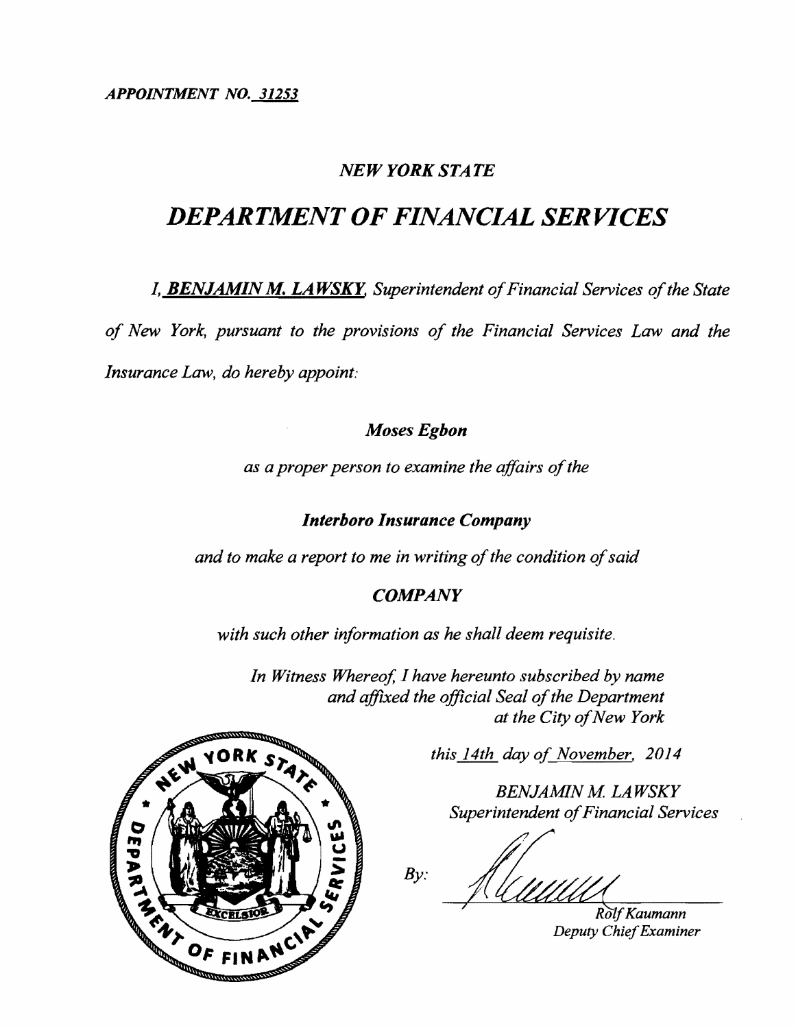*APPOINTMENT NO. 31253*

## *NEW YORK STATE*

# *DEPARTMENT OF FINANCIAL SERVICES*

*I, **BENJAMIN M. LAWSKY**, Superintendent of Financial Services of the State of New York, pursuant to the provisions of the Financial Services Law and the Insurance Law, do hereby appoint:*

***Moses Egbon***

*as a proper person to examine the affairs of the*

***Interboro Insurance Company***

*and to make a report to me in writing of the condition of said*

***COMPANY***

*with such other information as he shall deem requisite.*

*In Witness Whereof, I have hereunto subscribed by name and affixed the official Seal of the Department at the City of New York*

*this 14th day of November, 2014*

*BENJAMIN M. LAWSKY*
*Superintendent of Financial Services*

*By:*

*Rolf Kaumann*
*Deputy Chief Examiner*

NEW YORK STATE DEPARTMENT OF FINANCIAL SERVICES EXCELSIOR